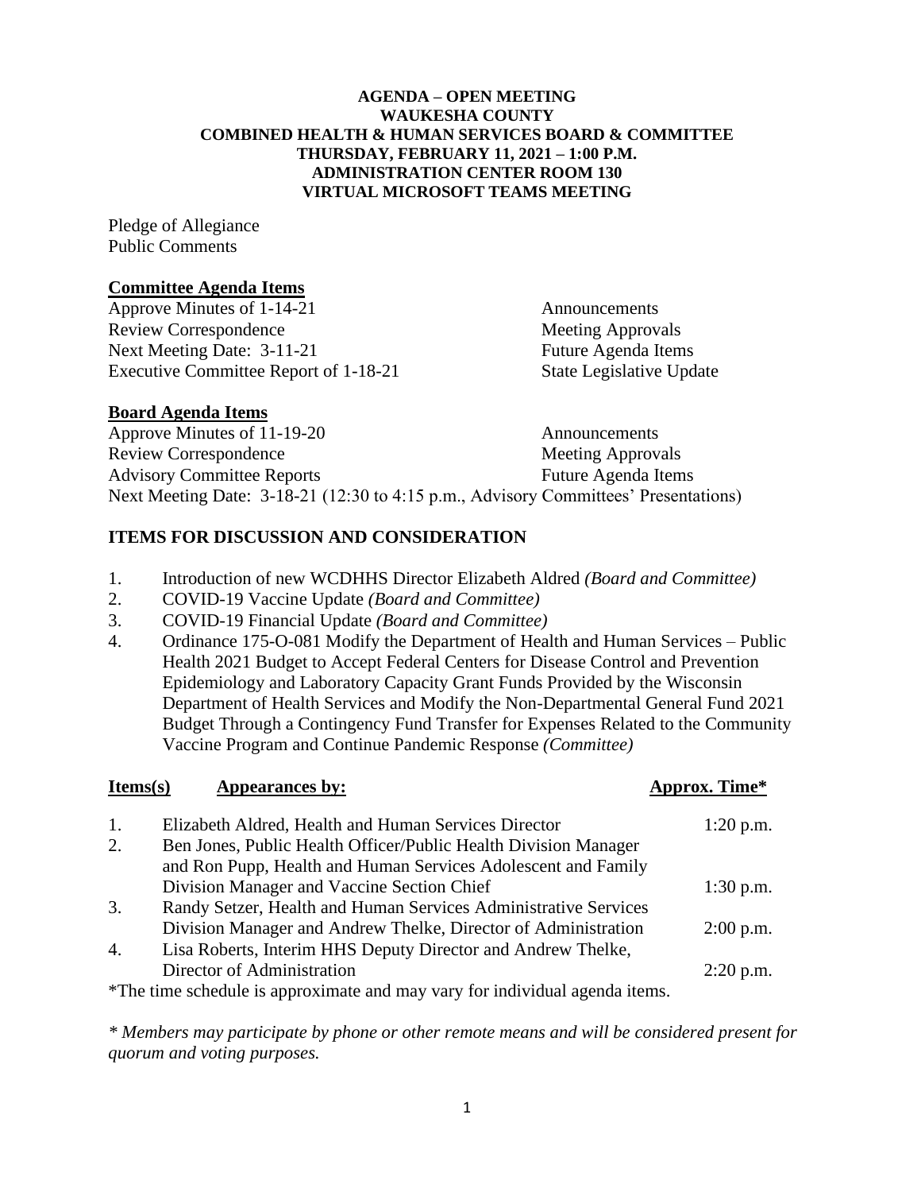**AGENDA – OPEN MEETING**
**WAUKESHA COUNTY**
**COMBINED HEALTH & HUMAN SERVICES BOARD & COMMITTEE**
**THURSDAY, FEBRUARY 11, 2021 – 1:00 P.M.**
**ADMINISTRATION CENTER ROOM 130**
**VIRTUAL MICROSOFT TEAMS MEETING**

Pledge of Allegiance
Public Comments

## Committee Agenda Items

Approve Minutes of 1-14-21
Review Correspondence
Next Meeting Date: 3-11-21
Executive Committee Report of 1-18-21
Announcements
Meeting Approvals
Future Agenda Items
State Legislative Update

## Board Agenda Items

Approve Minutes of 11-19-20
Review Correspondence
Advisory Committee Reports
Announcements
Meeting Approvals
Future Agenda Items
Next Meeting Date: 3-18-21 (12:30 to 4:15 p.m., Advisory Committees' Presentations)

## ITEMS FOR DISCUSSION AND CONSIDERATION

1. Introduction of new WCDHHS Director Elizabeth Aldred *(Board and Committee)*
2. COVID-19 Vaccine Update *(Board and Committee)*
3. COVID-19 Financial Update *(Board and Committee)*
4. Ordinance 175-O-081 Modify the Department of Health and Human Services – Public Health 2021 Budget to Accept Federal Centers for Disease Control and Prevention Epidemiology and Laboratory Capacity Grant Funds Provided by the Wisconsin Department of Health Services and Modify the Non-Departmental General Fund 2021 Budget Through a Contingency Fund Transfer for Expenses Related to the Community Vaccine Program and Continue Pandemic Response *(Committee)*

| Items(s) | Appearances by: | Approx. Time* |
|---|---|---|
| 1. | Elizabeth Aldred, Health and Human Services Director | 1:20 p.m. |
| 2. | Ben Jones, Public Health Officer/Public Health Division Manager and Ron Pupp, Health and Human Services Adolescent and Family Division Manager and Vaccine Section Chief | 1:30 p.m. |
| 3. | Randy Setzer, Health and Human Services Administrative Services Division Manager and Andrew Thelke, Director of Administration | 2:00 p.m. |
| 4. | Lisa Roberts, Interim HHS Deputy Director and Andrew Thelke, Director of Administration | 2:20 p.m. |

*The time schedule is approximate and may vary for individual agenda items.

*\* Members may participate by phone or other remote means and will be considered present for quorum and voting purposes.*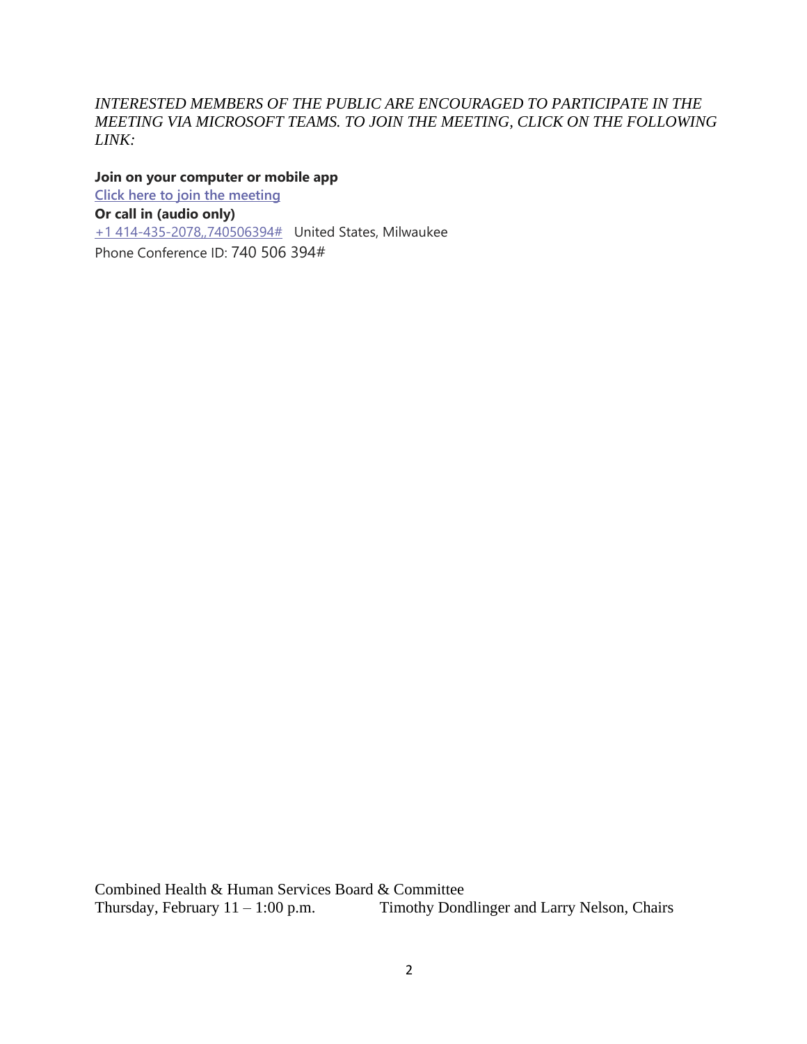*INTERESTED MEMBERS OF THE PUBLIC ARE ENCOURAGED TO PARTICIPATE IN THE MEETING VIA MICROSOFT TEAMS. TO JOIN THE MEETING, CLICK ON THE FOLLOWING LINK:*

**Join on your computer or mobile app**

**Click here to join the meeting**

**Or call in (audio only)**

+1 414-435-2078,,740506394# United States, Milwaukee

Phone Conference ID: 740 506 394#